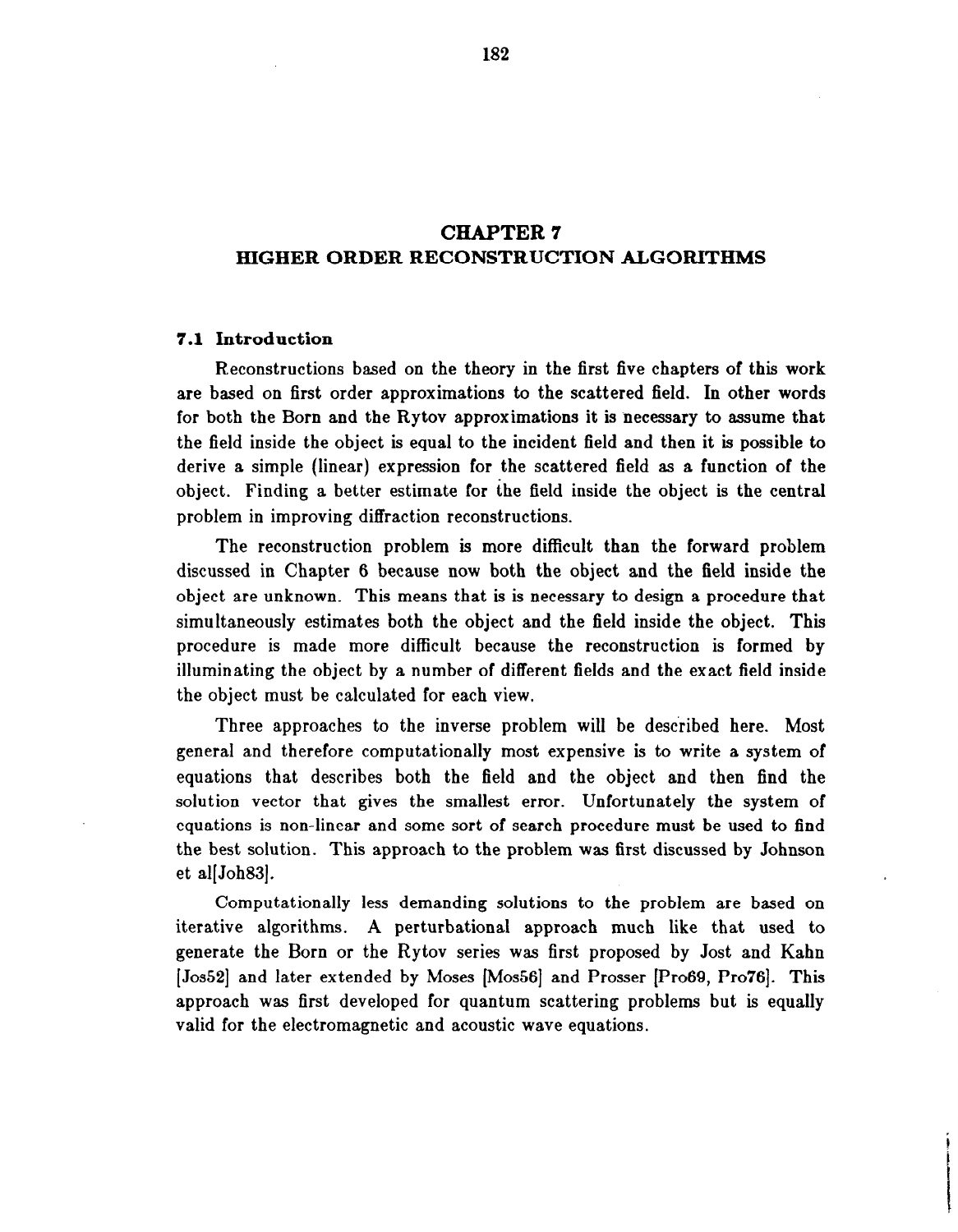# CHAPTER 7
# HIGHER ORDER RECONSTRUCTION ALGORITHMS

## 7.1 Introduction

Reconstructions based on the theory in the first five chapters of this work are based on first order approximations to the scattered field. In other words for both the Born and the Rytov approximations it is necessary to assume that the field inside the object is equal to the incident field and then it is possible to derive a simple (linear) expression for the scattered field as a function of the object. Finding a better estimate for the field inside the object is the central problem in improving diffraction reconstructions.

The reconstruction problem is more difficult than the forward problem discussed in Chapter 6 because now both the object and the field inside the object are unknown. This means that is is necessary to design a procedure that simultaneously estimates both the object and the field inside the object. This procedure is made more difficult because the reconstruction is formed by illuminating the object by a number of different fields and the exact field inside the object must be calculated for each view.

Three approaches to the inverse problem will be described here. Most general and therefore computationally most expensive is to write a system of equations that describes both the field and the object and then find the solution vector that gives the smallest error. Unfortunately the system of equations is non-linear and some sort of search procedure must be used to find the best solution. This approach to the problem was first discussed by Johnson et al[Joh83].

Computationally less demanding solutions to the problem are based on iterative algorithms. A perturbational approach much like that used to generate the Born or the Rytov series was first proposed by Jost and Kahn [Jos52] and later extended by Moses [Mos56] and Prosser [Pro69, Pro76]. This approach was first developed for quantum scattering problems but is equally valid for the electromagnetic and acoustic wave equations.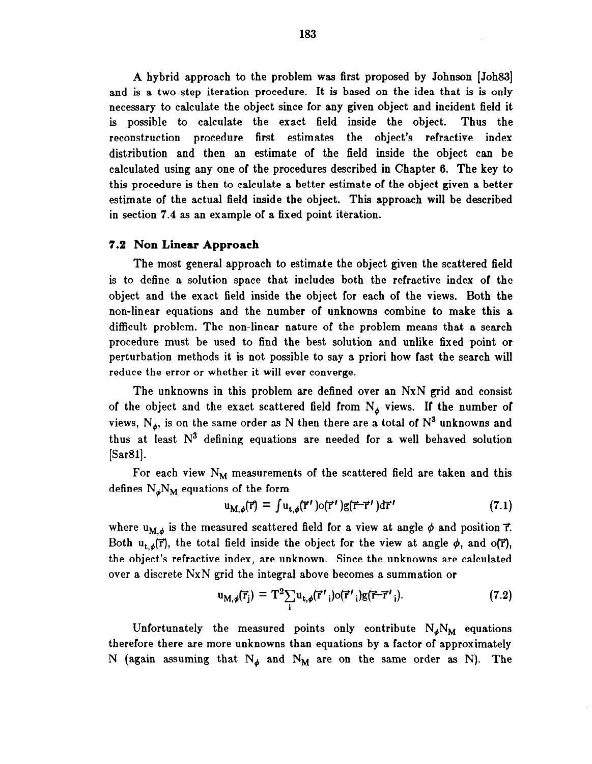A hybrid approach to the problem was first proposed by Johnson [Joh83] and is a two step iteration procedure. It is based on the idea that is is only necessary to calculate the object since for any given object and incident field it is possible to calculate the exact field inside the object. Thus the reconstruction procedure first estimates the object's refractive index distribution and then an estimate of the field inside the object can be calculated using any one of the procedures described in Chapter 6. The key to this procedure is then to calculate a better estimate of the object given a better estimate of the actual field inside the object. This approach will be described in section 7.4 as an example of a fixed point iteration.

### 7.2 Non Linear Approach

The most general approach to estimate the object given the scattered field is to define a solution space that includes both the refractive index of the object and the exact field inside the object for each of the views. Both the non-linear equations and the number of unknowns combine to make this a difficult problem. The non-linear nature of the problem means that a search procedure must be used to find the best solution and unlike fixed point or perturbation methods it is not possible to say a priori how fast the search will reduce the error or whether it will ever converge.

The unknowns in this problem are defined over an NxN grid and consist of the object and the exact scattered field from $N_\phi$ views. If the number of views, $N_\phi$, is on the same order as N then there are a total of $N^3$ unknowns and thus at least $N^3$ defining equations are needed for a well behaved solution [Sar81].

For each view $N_M$ measurements of the scattered field are taken and this defines $N_\phi N_M$ equations of the form

$$u_{M,\phi}(\vec{r}) = \int u_{t,\phi}(\vec{r}\,')o(\vec{r}\,')g(\vec{r}-\vec{r}\,')d\vec{r}\,' \tag{7.1}$$

where $u_{M,\phi}$ is the measured scattered field for a view at angle $\phi$ and position $\vec{r}$. Both $u_{t,\phi}(\vec{r})$, the total field inside the object for the view at angle $\phi$, and $o(\vec{r})$, the object's refractive index, are unknown. Since the unknowns are calculated over a discrete NxN grid the integral above becomes a summation or

$$u_{M,\phi}(\vec{r}_j) = T^2 \sum_i u_{t,\phi}(\vec{r}\,'_i)o(\vec{r}\,'_i)g(\vec{r}-\vec{r}\,'_i). \tag{7.2}$$

Unfortunately the measured points only contribute $N_\phi N_M$ equations therefore there are more unknowns than equations by a factor of approximately N (again assuming that $N_\phi$ and $N_M$ are on the same order as N). The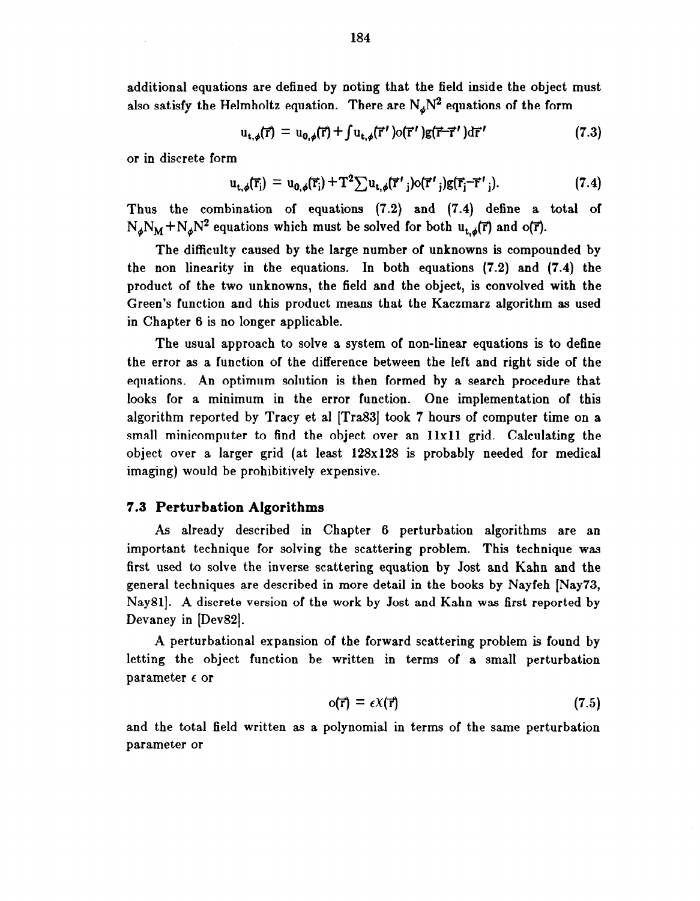additional equations are defined by noting that the field inside the object must also satisfy the Helmholtz equation. There are $N_\phi N^2$ equations of the form

$$u_{t,\phi}(\vec{r}) = u_{0,\phi}(\vec{r}) + \int u_{t,\phi}(\vec{r}\,')o(\vec{r}\,')g(\vec{r}-\vec{r}\,')d\vec{r}\,' \tag{7.3}$$

or in discrete form

$$u_{t,\phi}(\vec{r}_i) = u_{0,\phi}(\vec{r}_i) + T^2 \sum u_{t,\phi}(\vec{r}\,'_j)o(\vec{r}\,'_j)g(\vec{r}_i-\vec{r}\,'_j). \tag{7.4}$$

Thus the combination of equations (7.2) and (7.4) define a total of $N_\phi N_M + N_\phi N^2$ equations which must be solved for both $u_{t,\phi}(\vec{r})$ and $o(\vec{r})$.

The difficulty caused by the large number of unknowns is compounded by the non linearity in the equations. In both equations (7.2) and (7.4) the product of the two unknowns, the field and the object, is convolved with the Green's function and this product means that the Kaczmarz algorithm as used in Chapter 6 is no longer applicable.

The usual approach to solve a system of non-linear equations is to define the error as a function of the difference between the left and right side of the equations. An optimum solution is then formed by a search procedure that looks for a minimum in the error function. One implementation of this algorithm reported by Tracy et al [Tra83] took 7 hours of computer time on a small minicomputer to find the object over an 11x11 grid. Calculating the object over a larger grid (at least 128x128 is probably needed for medical imaging) would be prohibitively expensive.

### 7.3 Perturbation Algorithms

As already described in Chapter 6 perturbation algorithms are an important technique for solving the scattering problem. This technique was first used to solve the inverse scattering equation by Jost and Kahn and the general techniques are described in more detail in the books by Nayfeh [Nay73, Nay81]. A discrete version of the work by Jost and Kahn was first reported by Devaney in [Dev82].

A perturbational expansion of the forward scattering problem is found by letting the object function be written in terms of a small perturbation parameter $\epsilon$ or

$$o(\vec{r}) = \epsilon X(\vec{r}) \tag{7.5}$$

and the total field written as a polynomial in terms of the same perturbation parameter or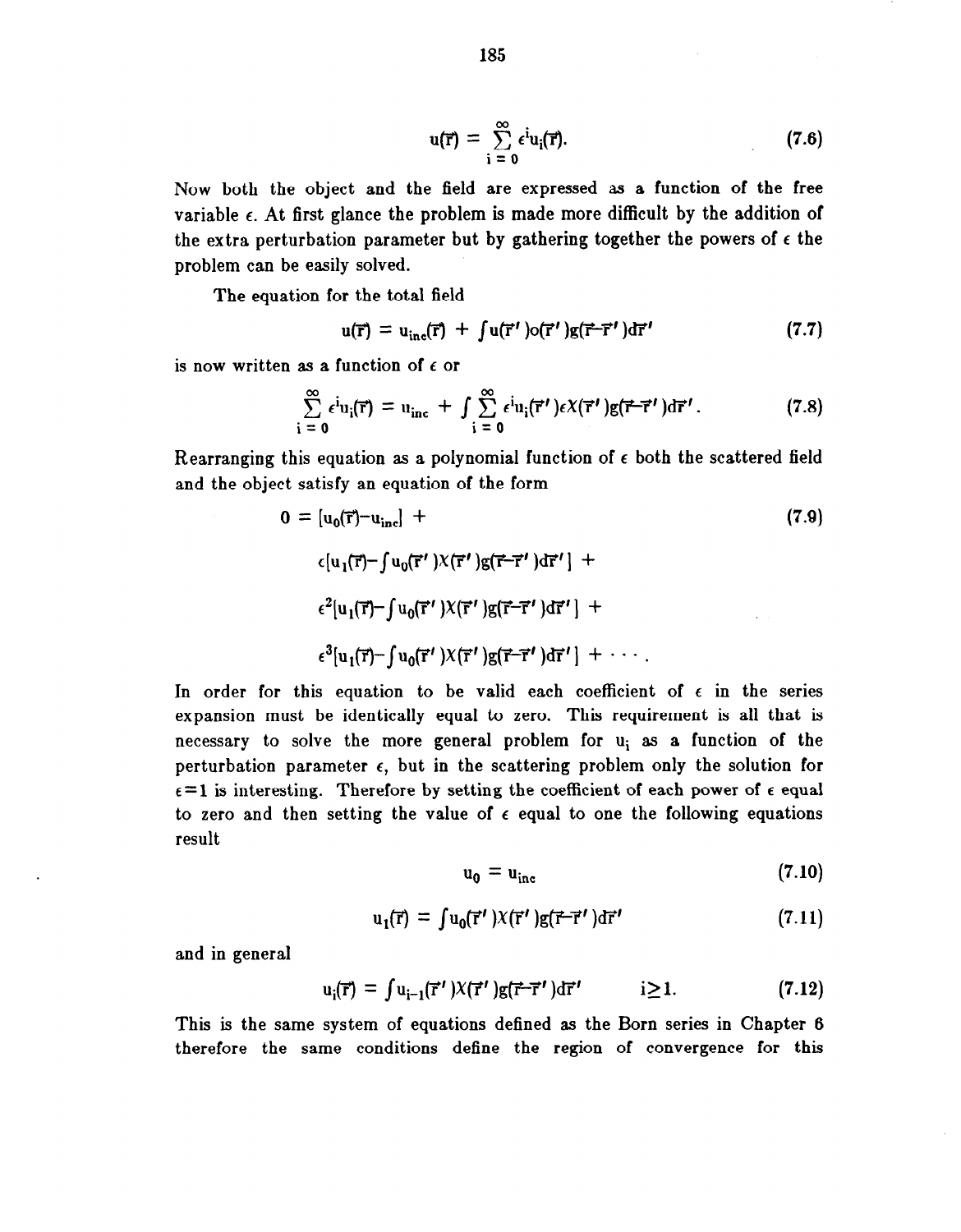$$u(\vec{r}) = \sum_{i=0}^{\infty} \epsilon^i u_i(\vec{r}). \tag{7.6}$$

Now both the object and the field are expressed as a function of the free variable $\epsilon$. At first glance the problem is made more difficult by the addition of the extra perturbation parameter but by gathering together the powers of $\epsilon$ the problem can be easily solved.

The equation for the total field

$$u(\vec{r}) = u_{inc}(\vec{r}) + \int u(\vec{r}\,')o(\vec{r}\,')g(\vec{r}-\vec{r}\,')d\vec{r}\,' \tag{7.7}$$

is now written as a function of $\epsilon$ or

$$\sum_{i=0}^{\infty} \epsilon^i u_i(\vec{r}) = u_{inc} + \int \sum_{i=0}^{\infty} \epsilon^i u_i(\vec{r}\,')\epsilon X(\vec{r}\,')g(\vec{r}-\vec{r}\,')d\vec{r}\,'. \tag{7.8}$$

Rearranging this equation as a polynomial function of $\epsilon$ both the scattered field and the object satisfy an equation of the form

$$\begin{aligned} 0 = {} & [u_0(\vec{r})-u_{inc}] + \\ & \epsilon[u_1(\vec{r})-\int u_0(\vec{r}\,')X(\vec{r}\,')g(\vec{r}-\vec{r}\,')d\vec{r}\,'] + \\ & \epsilon^2[u_1(\vec{r})-\int u_0(\vec{r}\,')X(\vec{r}\,')g(\vec{r}-\vec{r}\,')d\vec{r}\,'] + \\ & \epsilon^3[u_1(\vec{r})-\int u_0(\vec{r}\,')X(\vec{r}\,')g(\vec{r}-\vec{r}\,')d\vec{r}\,'] + \cdots . \end{aligned} \tag{7.9}$$

In order for this equation to be valid each coefficient of $\epsilon$ in the series expansion must be identically equal to zero. This requirement is all that is necessary to solve the more general problem for $u_i$ as a function of the perturbation parameter $\epsilon$, but in the scattering problem only the solution for $\epsilon=1$ is interesting. Therefore by setting the coefficient of each power of $\epsilon$ equal to zero and then setting the value of $\epsilon$ equal to one the following equations result

$$u_0 = u_{inc} \tag{7.10}$$

$$u_1(\vec{r}) = \int u_0(\vec{r}\,')X(\vec{r}\,')g(\vec{r}-\vec{r}\,')d\vec{r}\,' \tag{7.11}$$

and in general

$$u_i(\vec{r}) = \int u_{i-1}(\vec{r}\,')X(\vec{r}\,')g(\vec{r}-\vec{r}\,')d\vec{r}\,' \qquad i \geq 1. \tag{7.12}$$

This is the same system of equations defined as the Born series in Chapter 6 therefore the same conditions define the region of convergence for this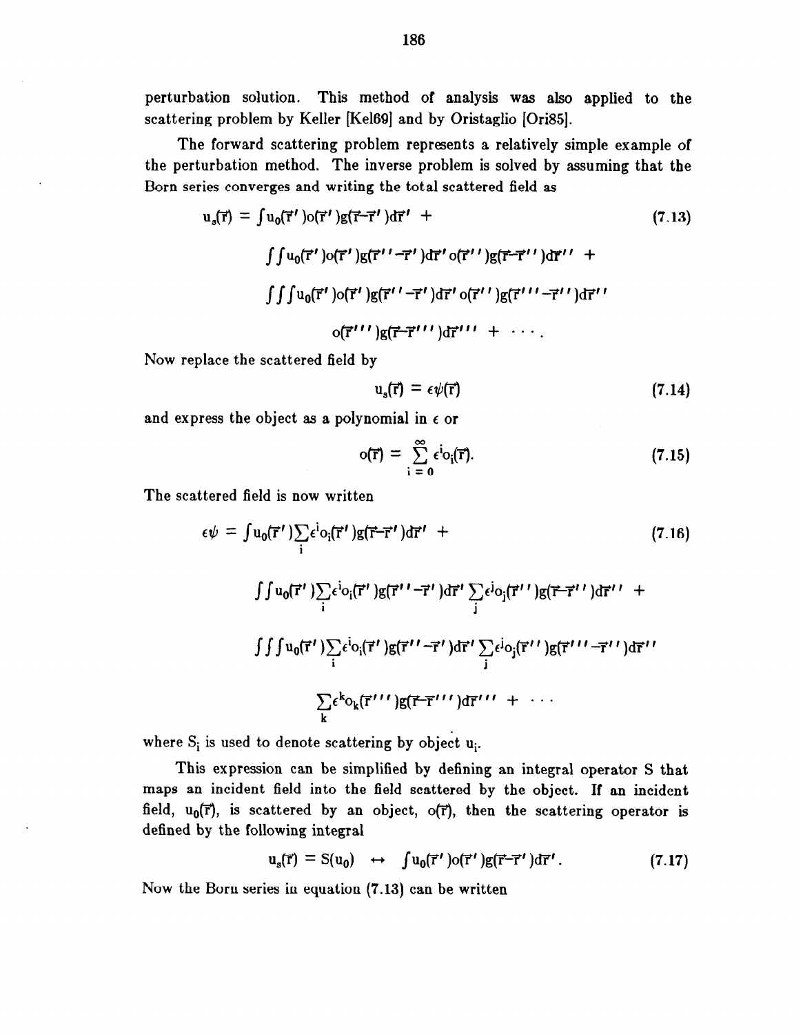perturbation solution. This method of analysis was also applied to the scattering problem by Keller [Kel69] and by Oristaglio [Ori85].

The forward scattering problem represents a relatively simple example of the perturbation method. The inverse problem is solved by assuming that the Born series converges and writing the total scattered field as

$$
\begin{aligned}
u_s(\vec{r}) = & \int u_0(\vec{r}\,')o(\vec{r}\,')g(\vec{r}-\vec{r}\,')d\vec{r}\,' \; + \\
& \int\int u_0(\vec{r}\,')o(\vec{r}\,')g(\vec{r}\,''-\vec{r}\,')d\vec{r}\,'\, o(\vec{r}\,'')g(\vec{r}-\vec{r}\,'')d\vec{r}\,'' \; + \\
& \int\int\int u_0(\vec{r}\,')o(\vec{r}\,')g(\vec{r}\,''-\vec{r}\,')d\vec{r}\,'\, o(\vec{r}\,'')g(\vec{r}\,'''-\vec{r}\,'')d\vec{r}\,'' \\
& \qquad o(\vec{r}\,''')g(\vec{r}-\vec{r}\,''')d\vec{r}\,''' \; + \; \cdots .
\end{aligned} \tag{7.13}
$$

Now replace the scattered field by

$$
u_s(\vec{r}) = \epsilon\psi(\vec{r}) \tag{7.14}
$$

and express the object as a polynomial in $\epsilon$ or

$$
o(\vec{r}) = \sum_{i=0}^{\infty} \epsilon^i o_i(\vec{r}). \tag{7.15}
$$

The scattered field is now written

$$
\begin{aligned}
\epsilon\psi = & \int u_0(\vec{r}\,')\sum_i \epsilon^i o_i(\vec{r}\,')g(\vec{r}-\vec{r}\,')d\vec{r}\,' \; + \\
& \int\int u_0(\vec{r}\,')\sum_i \epsilon^i o_i(\vec{r}\,')g(\vec{r}\,''-\vec{r}\,')d\vec{r}\,' \sum_j \epsilon^j o_j(\vec{r}\,'')g(\vec{r}-\vec{r}\,'')d\vec{r}\,'' \; + \\
& \int\int\int u_0(\vec{r}\,')\sum_i \epsilon^i o_i(\vec{r}\,')g(\vec{r}\,''-\vec{r}\,')d\vec{r}\,' \sum_j \epsilon^j o_j(\vec{r}\,'')g(\vec{r}\,'''-\vec{r}\,'')d\vec{r}\,'' \\
& \qquad \sum_k \epsilon^k o_k(\vec{r}\,''')g(\vec{r}-\vec{r}\,''')d\vec{r}\,''' \; + \; \cdots
\end{aligned} \tag{7.16}
$$

where $S_i$ is used to denote scattering by object $u_i$.

This expression can be simplified by defining an integral operator S that maps an incident field into the field scattered by the object. If an incident field, $u_0(\vec{r})$, is scattered by an object, $o(\vec{r})$, then the scattering operator is defined by the following integral

$$
u_s(\vec{r}) = S(u_0) \;\leftrightarrow\; \int u_0(\vec{r}\,')o(\vec{r}\,')g(\vec{r}-\vec{r}\,')d\vec{r}\,'. \tag{7.17}
$$

Now the Born series in equation (7.13) can be written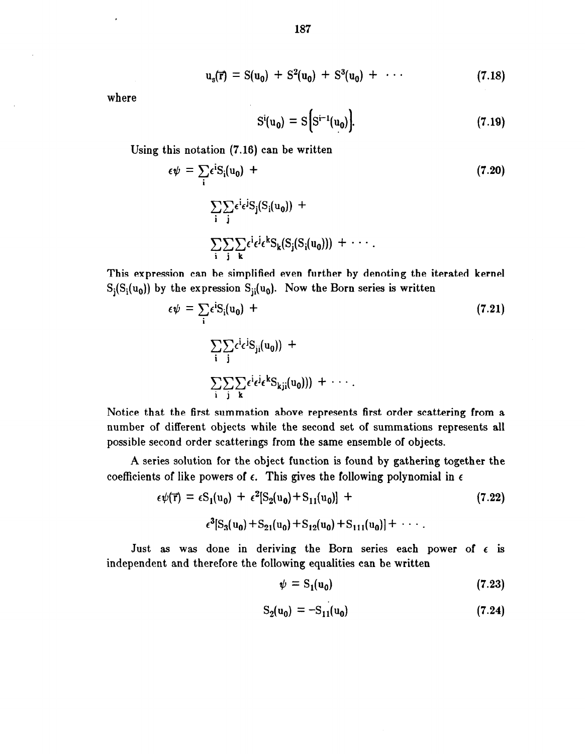$$u_s(\vec{r}) = S(u_0) + S^2(u_0) + S^3(u_0) + \cdots \tag{7.18}$$

where

$$S^i(u_0) = S\left[S^{i-1}(u_0)\right]. \tag{7.19}$$

Using this notation (7.16) can be written

$$\epsilon\psi = \sum_i \epsilon^i S_i(u_0) + \tag{7.20}$$

$$\sum_i \sum_j \epsilon^i \epsilon^j S_j(S_i(u_0)) +$$

$$\sum_i \sum_j \sum_k \epsilon^i \epsilon^j \epsilon^k S_k(S_j(S_i(u_0))) + \cdots .$$

This expression can be simplified even further by denoting the iterated kernel $S_j(S_i(u_0))$ by the expression $S_{ji}(u_0)$. Now the Born series is written

$$\epsilon\psi = \sum_i \epsilon^i S_i(u_0) + \tag{7.21}$$

$$\sum_i \sum_j \epsilon^i \epsilon^j S_{ji}(u_0)) +$$

$$\sum_i \sum_j \sum_k \epsilon^i \epsilon^j \epsilon^k S_{kji}(u_0))) + \cdots .$$

Notice that the first summation above represents first order scattering from a number of different objects while the second set of summations represents all possible second order scatterings from the same ensemble of objects.

A series solution for the object function is found by gathering together the coefficients of like powers of $\epsilon$. This gives the following polynomial in $\epsilon$

$$\epsilon\psi(\vec{r}) = \epsilon S_1(u_0) + \epsilon^2[S_2(u_0) + S_{11}(u_0)] + \tag{7.22}$$

$$\epsilon^3[S_3(u_0) + S_{21}(u_0) + S_{12}(u_0) + S_{111}(u_0)] + \cdots .$$

Just as was done in deriving the Born series each power of $\epsilon$ is independent and therefore the following equalities can be written

$$\psi = S_1(u_0) \tag{7.23}$$

$$S_2(u_0) = -S_{11}(u_0) \tag{7.24}$$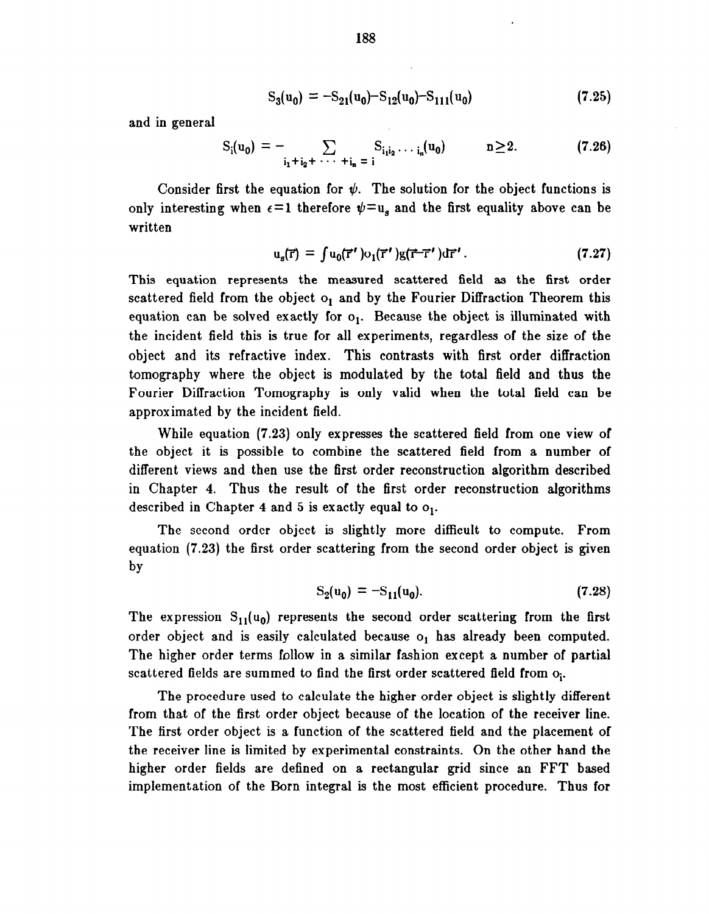$$S_3(u_0) = -S_{21}(u_0) - S_{12}(u_0) - S_{111}(u_0) \tag{7.25}$$

and in general

$$S_i(u_0) = - \sum_{i_1+i_2+\cdots+i_n = i} S_{i_1 i_2 \cdots i_n}(u_0) \qquad n \geq 2. \tag{7.26}$$

Consider first the equation for $\psi$. The solution for the object functions is only interesting when $\epsilon=1$ therefore $\psi=u_s$ and the first equality above can be written

$$u_s(\vec{r}) = \int u_0(\vec{r}\,')o_1(\vec{r}\,')g(\vec{r}-\vec{r}\,')d\vec{r}\,'. \tag{7.27}$$

This equation represents the measured scattered field as the first order scattered field from the object $o_1$ and by the Fourier Diffraction Theorem this equation can be solved exactly for $o_1$. Because the object is illuminated with the incident field this is true for all experiments, regardless of the size of the object and its refractive index. This contrasts with first order diffraction tomography where the object is modulated by the total field and thus the Fourier Diffraction Tomography is only valid when the total field can be approximated by the incident field.

While equation (7.23) only expresses the scattered field from one view of the object it is possible to combine the scattered field from a number of different views and then use the first order reconstruction algorithm described in Chapter 4. Thus the result of the first order reconstruction algorithms described in Chapter 4 and 5 is exactly equal to $o_1$.

The second order object is slightly more difficult to compute. From equation (7.23) the first order scattering from the second order object is given by

$$S_2(u_0) = -S_{11}(u_0). \tag{7.28}$$

The expression $S_{11}(u_0)$ represents the second order scattering from the first order object and is easily calculated because $o_1$ has already been computed. The higher order terms follow in a similar fashion except a number of partial scattered fields are summed to find the first order scattered field from $o_i$.

The procedure used to calculate the higher order object is slightly different from that of the first order object because of the location of the receiver line. The first order object is a function of the scattered field and the placement of the receiver line is limited by experimental constraints. On the other hand the higher order fields are defined on a rectangular grid since an FFT based implementation of the Born integral is the most efficient procedure. Thus for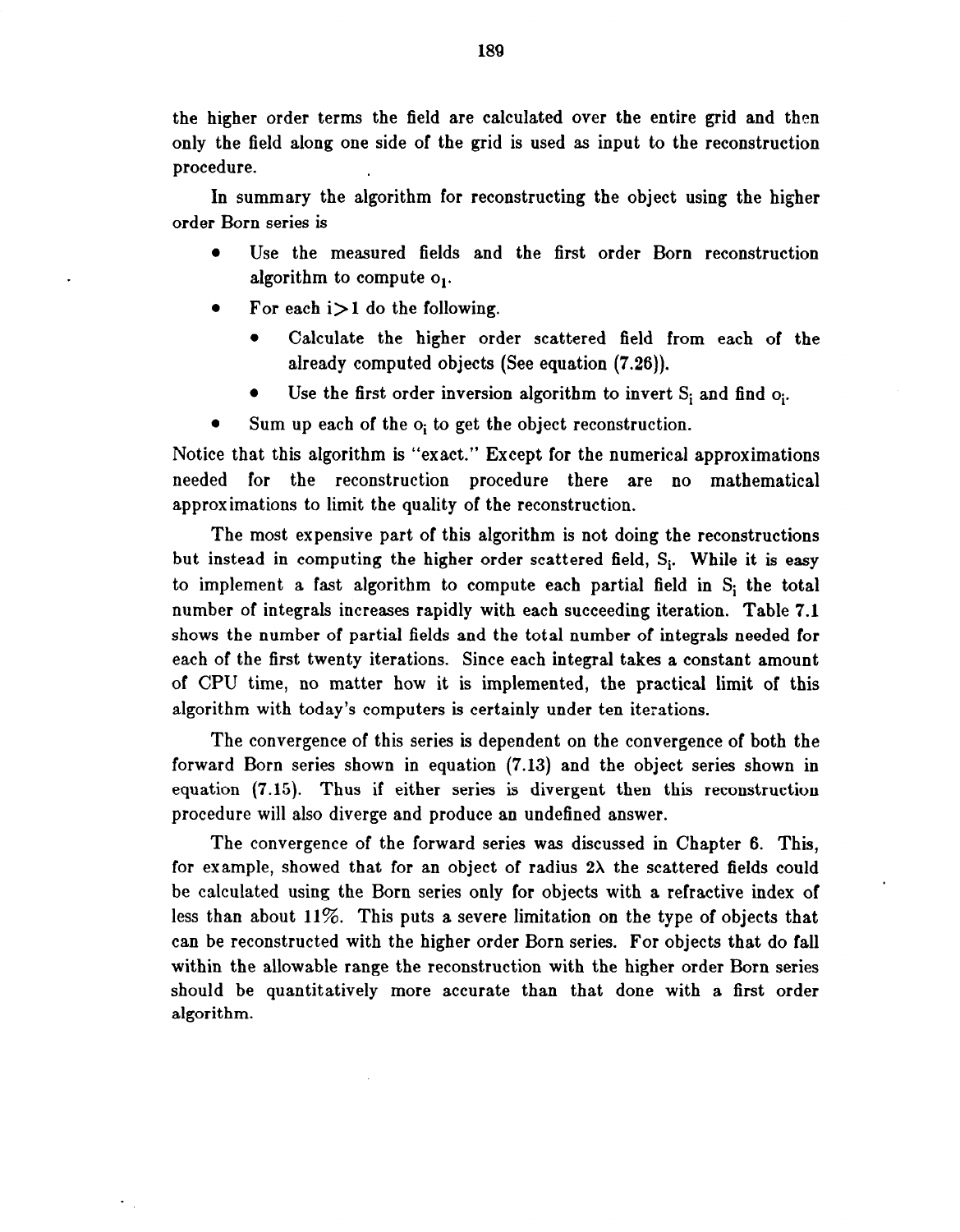the higher order terms the field are calculated over the entire grid and then only the field along one side of the grid is used as input to the reconstruction procedure.

In summary the algorithm for reconstructing the object using the higher order Born series is

- Use the measured fields and the first order Born reconstruction algorithm to compute $o_1$.
- For each $i>1$ do the following.
  - Calculate the higher order scattered field from each of the already computed objects (See equation (7.26)).
  - Use the first order inversion algorithm to invert $S_i$ and find $o_i$.
- Sum up each of the $o_i$ to get the object reconstruction.

Notice that this algorithm is "exact." Except for the numerical approximations needed for the reconstruction procedure there are no mathematical approximations to limit the quality of the reconstruction.

The most expensive part of this algorithm is not doing the reconstructions but instead in computing the higher order scattered field, $S_i$. While it is easy to implement a fast algorithm to compute each partial field in $S_i$ the total number of integrals increases rapidly with each succeeding iteration. Table 7.1 shows the number of partial fields and the total number of integrals needed for each of the first twenty iterations. Since each integral takes a constant amount of CPU time, no matter how it is implemented, the practical limit of this algorithm with today's computers is certainly under ten iterations.

The convergence of this series is dependent on the convergence of both the forward Born series shown in equation (7.13) and the object series shown in equation (7.15). Thus if either series is divergent then this reconstruction procedure will also diverge and produce an undefined answer.

The convergence of the forward series was discussed in Chapter 6. This, for example, showed that for an object of radius $2\lambda$ the scattered fields could be calculated using the Born series only for objects with a refractive index of less than about 11%. This puts a severe limitation on the type of objects that can be reconstructed with the higher order Born series. For objects that do fall within the allowable range the reconstruction with the higher order Born series should be quantitatively more accurate than that done with a first order algorithm.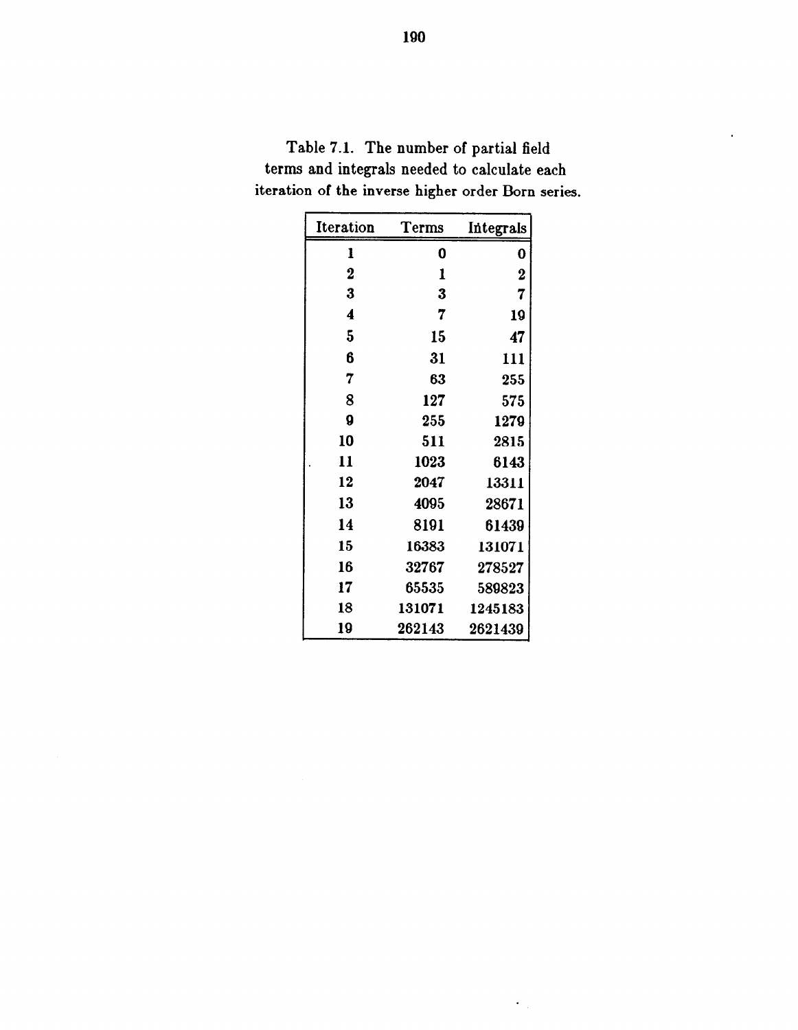Table 7.1. The number of partial field terms and integrals needed to calculate each iteration of the inverse higher order Born series.

| Iteration | Terms | Integrals |
|---|---|---|
| 1 | 0 | 0 |
| 2 | 1 | 2 |
| 3 | 3 | 7 |
| 4 | 7 | 19 |
| 5 | 15 | 47 |
| 6 | 31 | 111 |
| 7 | 63 | 255 |
| 8 | 127 | 575 |
| 9 | 255 | 1279 |
| 10 | 511 | 2815 |
| 11 | 1023 | 6143 |
| 12 | 2047 | 13311 |
| 13 | 4095 | 28671 |
| 14 | 8191 | 61439 |
| 15 | 16383 | 131071 |
| 16 | 32767 | 278527 |
| 17 | 65535 | 589823 |
| 18 | 131071 | 1245183 |
| 19 | 262143 | 2621439 |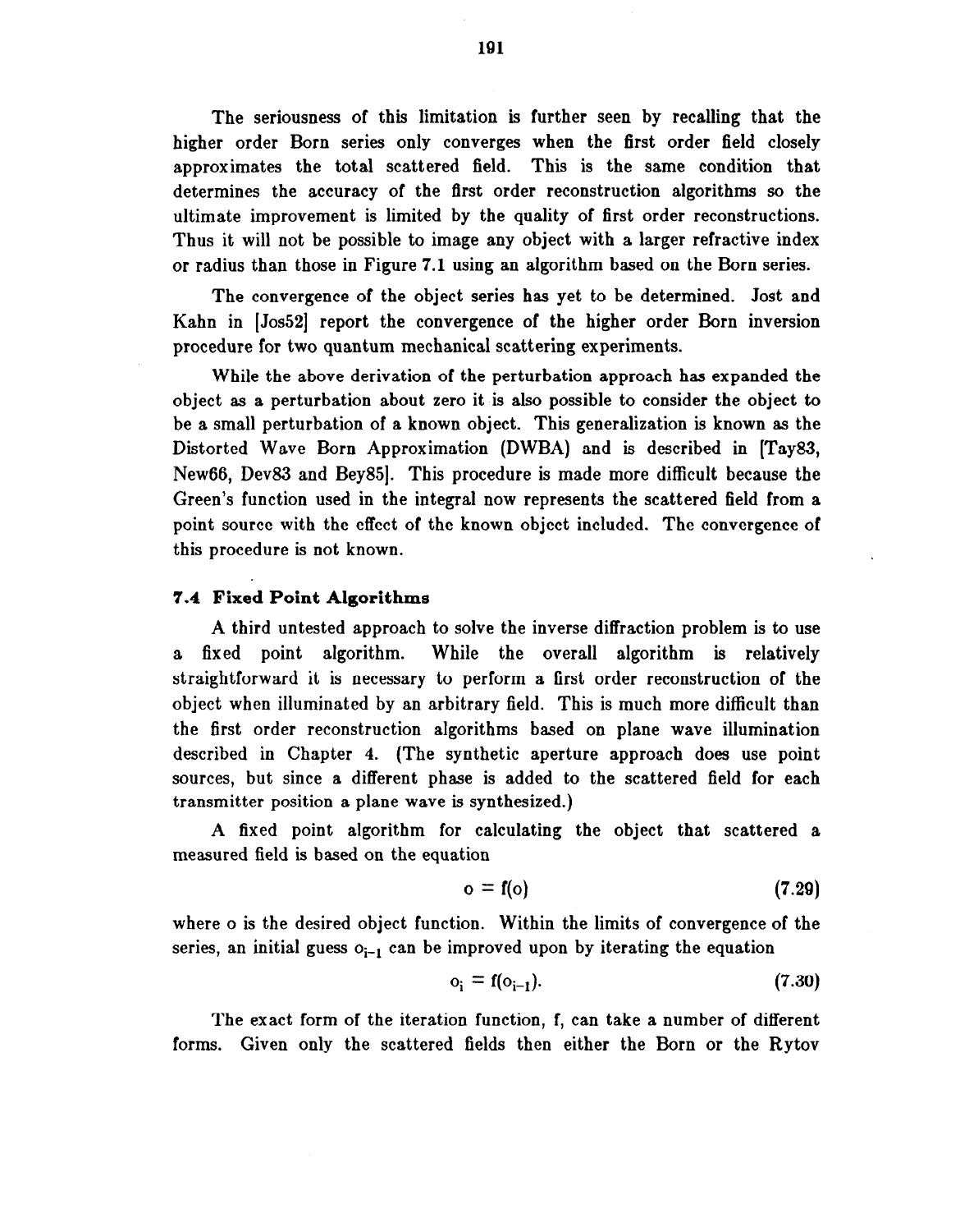The seriousness of this limitation is further seen by recalling that the higher order Born series only converges when the first order field closely approximates the total scattered field. This is the same condition that determines the accuracy of the first order reconstruction algorithms so the ultimate improvement is limited by the quality of first order reconstructions. Thus it will not be possible to image any object with a larger refractive index or radius than those in Figure 7.1 using an algorithm based on the Born series.

The convergence of the object series has yet to be determined. Jost and Kahn in [Jos52] report the convergence of the higher order Born inversion procedure for two quantum mechanical scattering experiments.

While the above derivation of the perturbation approach has expanded the object as a perturbation about zero it is also possible to consider the object to be a small perturbation of a known object. This generalization is known as the Distorted Wave Born Approximation (DWBA) and is described in [Tay83, New66, Dev83 and Bey85]. This procedure is made more difficult because the Green's function used in the integral now represents the scattered field from a point source with the effect of the known object included. The convergence of this procedure is not known.

### 7.4 Fixed Point Algorithms

A third untested approach to solve the inverse diffraction problem is to use a fixed point algorithm. While the overall algorithm is relatively straightforward it is necessary to perform a first order reconstruction of the object when illuminated by an arbitrary field. This is much more difficult than the first order reconstruction algorithms based on plane wave illumination described in Chapter 4. (The synthetic aperture approach does use point sources, but since a different phase is added to the scattered field for each transmitter position a plane wave is synthesized.)

A fixed point algorithm for calculating the object that scattered a measured field is based on the equation

$$o = f(o) \tag{7.29}$$

where o is the desired object function. Within the limits of convergence of the series, an initial guess $o_{i-1}$ can be improved upon by iterating the equation

$$o_i = f(o_{i-1}). \tag{7.30}$$

The exact form of the iteration function, f, can take a number of different forms. Given only the scattered fields then either the Born or the Rytov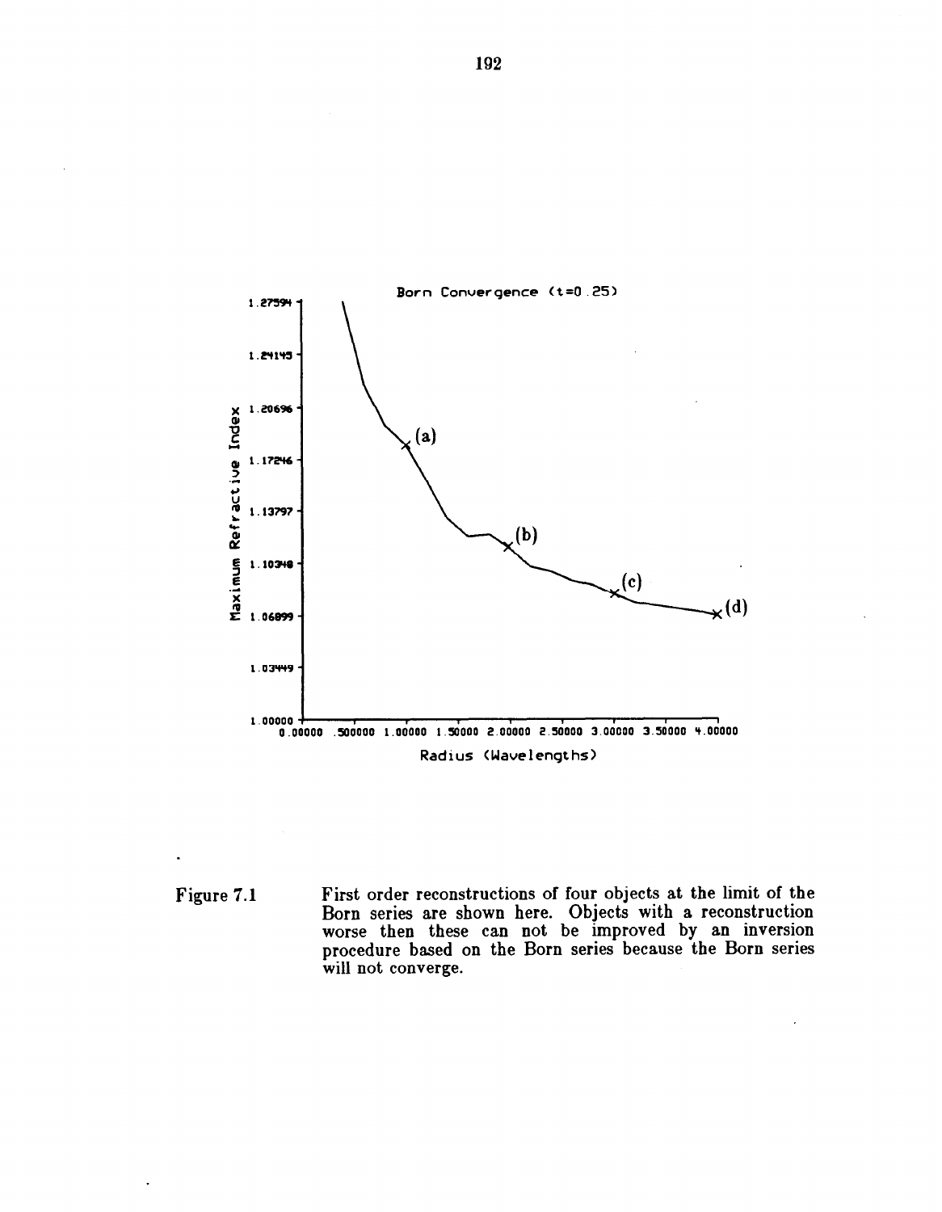Born Convergence (t=0.25)

Maximum Refractive Index

Radius (Wavelengths)

Figure 7.1 First order reconstructions of four objects at the limit of the Born series are shown here. Objects with a reconstruction worse then these can not be improved by an inversion procedure based on the Born series because the Born series will not converge.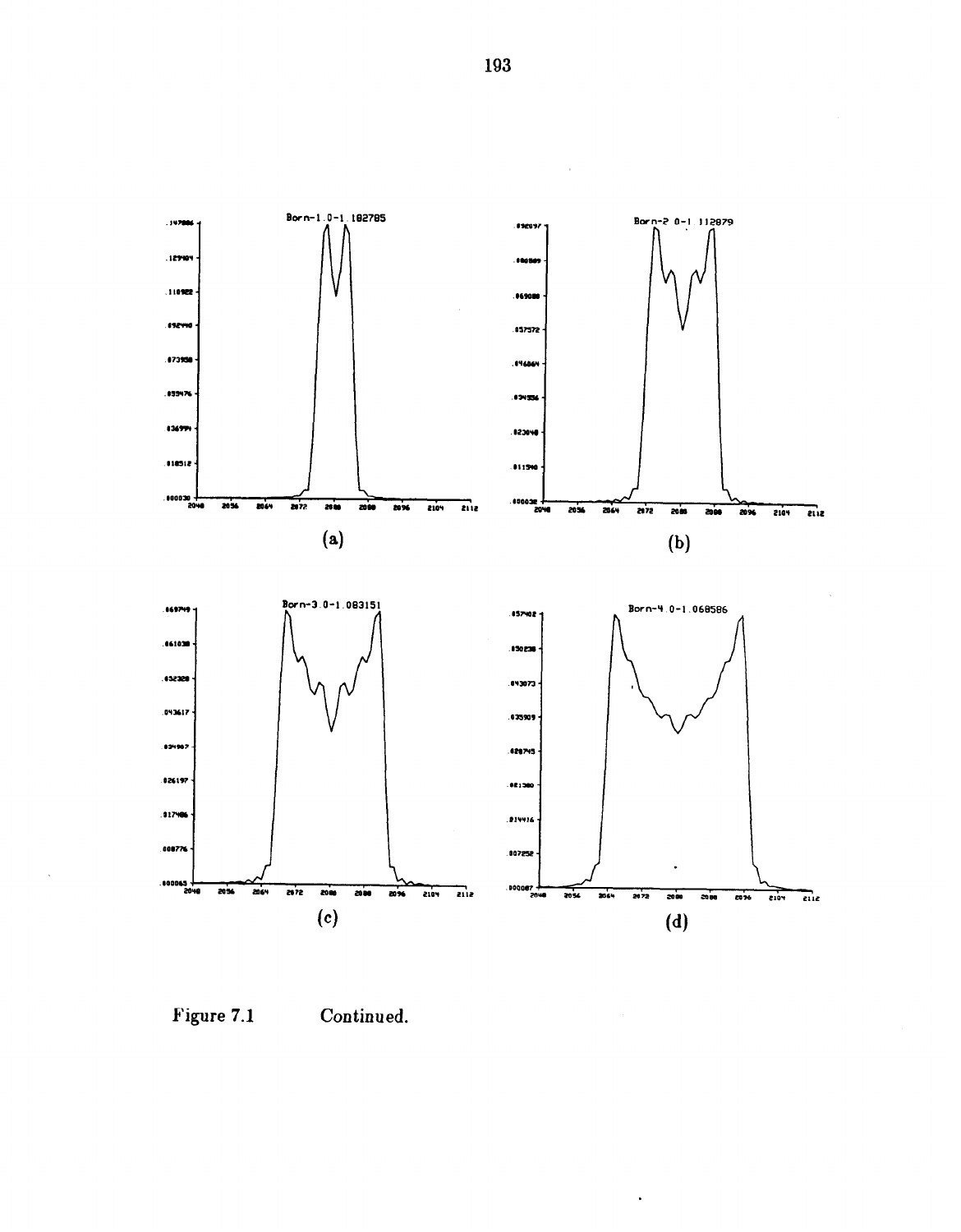(a)

(b)

(c)

(d)

Figure 7.1 Continued.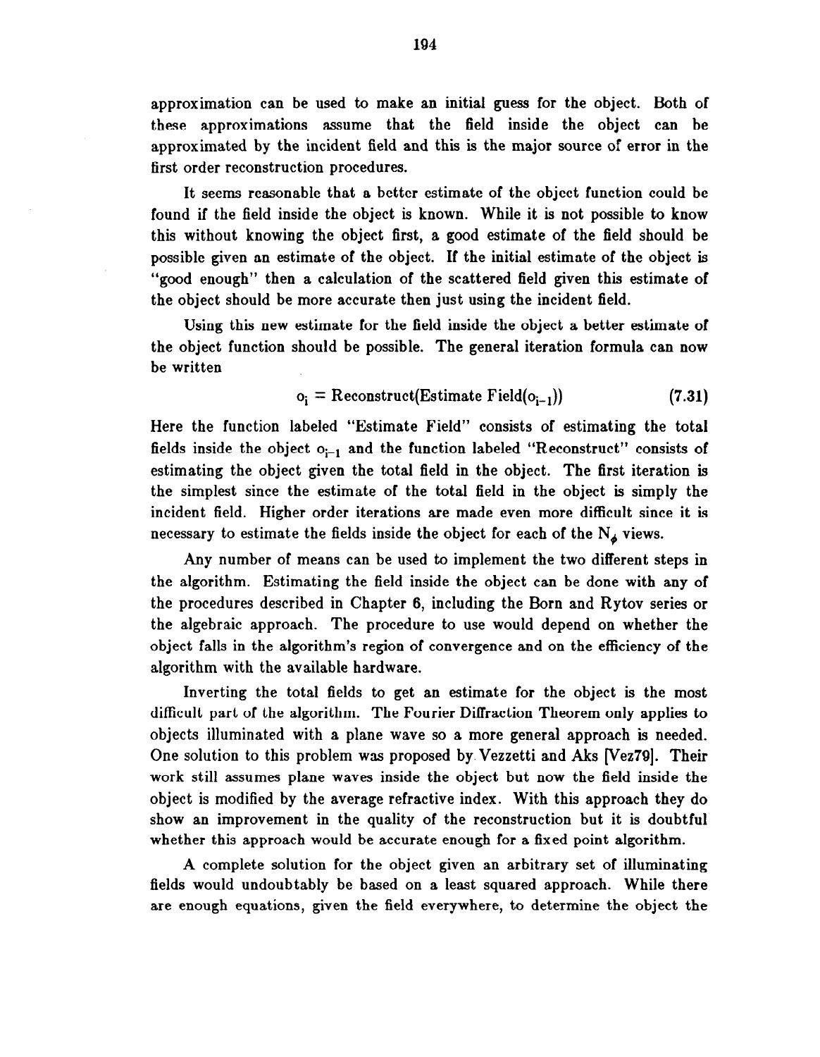approximation can be used to make an initial guess for the object. Both of these approximations assume that the field inside the object can be approximated by the incident field and this is the major source of error in the first order reconstruction procedures.

It seems reasonable that a better estimate of the object function could be found if the field inside the object is known. While it is not possible to know this without knowing the object first, a good estimate of the field should be possible given an estimate of the object. If the initial estimate of the object is "good enough" then a calculation of the scattered field given this estimate of the object should be more accurate then just using the incident field.

Using this new estimate for the field inside the object a better estimate of the object function should be possible. The general iteration formula can now be written

$$o_i = \text{Reconstruct}(\text{Estimate Field}(o_{i-1})) \tag{7.31}$$

Here the function labeled "Estimate Field" consists of estimating the total fields inside the object $o_{i-1}$ and the function labeled "Reconstruct" consists of estimating the object given the total field in the object. The first iteration is the simplest since the estimate of the total field in the object is simply the incident field. Higher order iterations are made even more difficult since it is necessary to estimate the fields inside the object for each of the $N_\phi$ views.

Any number of means can be used to implement the two different steps in the algorithm. Estimating the field inside the object can be done with any of the procedures described in Chapter 6, including the Born and Rytov series or the algebraic approach. The procedure to use would depend on whether the object falls in the algorithm's region of convergence and on the efficiency of the algorithm with the available hardware.

Inverting the total fields to get an estimate for the object is the most difficult part of the algorithm. The Fourier Diffraction Theorem only applies to objects illuminated with a plane wave so a more general approach is needed. One solution to this problem was proposed by Vezzetti and Aks [Vez79]. Their work still assumes plane waves inside the object but now the field inside the object is modified by the average refractive index. With this approach they do show an improvement in the quality of the reconstruction but it is doubtful whether this approach would be accurate enough for a fixed point algorithm.

A complete solution for the object given an arbitrary set of illuminating fields would undoubtably be based on a least squared approach. While there are enough equations, given the field everywhere, to determine the object the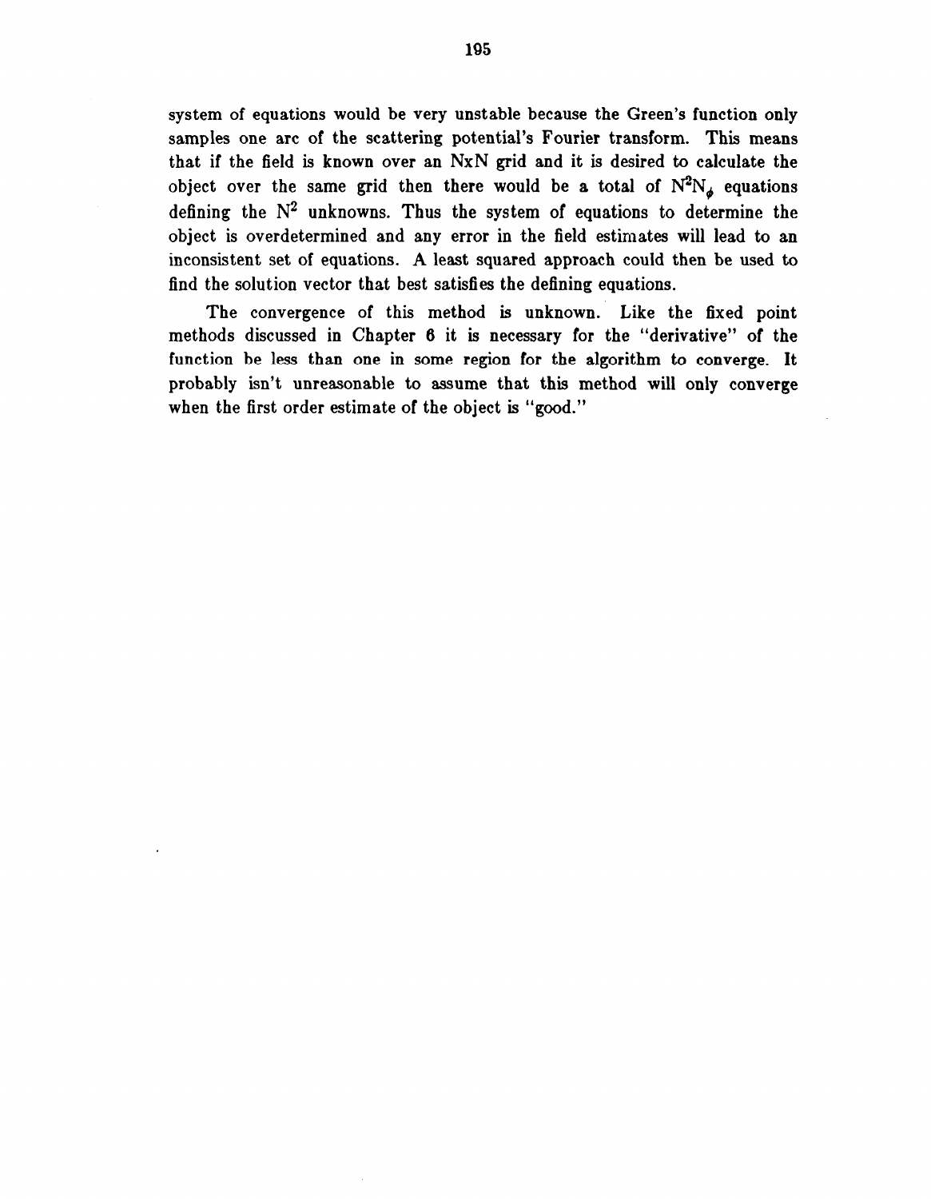system of equations would be very unstable because the Green's function only samples one arc of the scattering potential's Fourier transform. This means that if the field is known over an NxN grid and it is desired to calculate the object over the same grid then there would be a total of $N^2N_\phi$ equations defining the $N^2$ unknowns. Thus the system of equations to determine the object is overdetermined and any error in the field estimates will lead to an inconsistent set of equations. A least squared approach could then be used to find the solution vector that best satisfies the defining equations.

The convergence of this method is unknown. Like the fixed point methods discussed in Chapter 6 it is necessary for the "derivative" of the function be less than one in some region for the algorithm to converge. It probably isn't unreasonable to assume that this method will only converge when the first order estimate of the object is "good."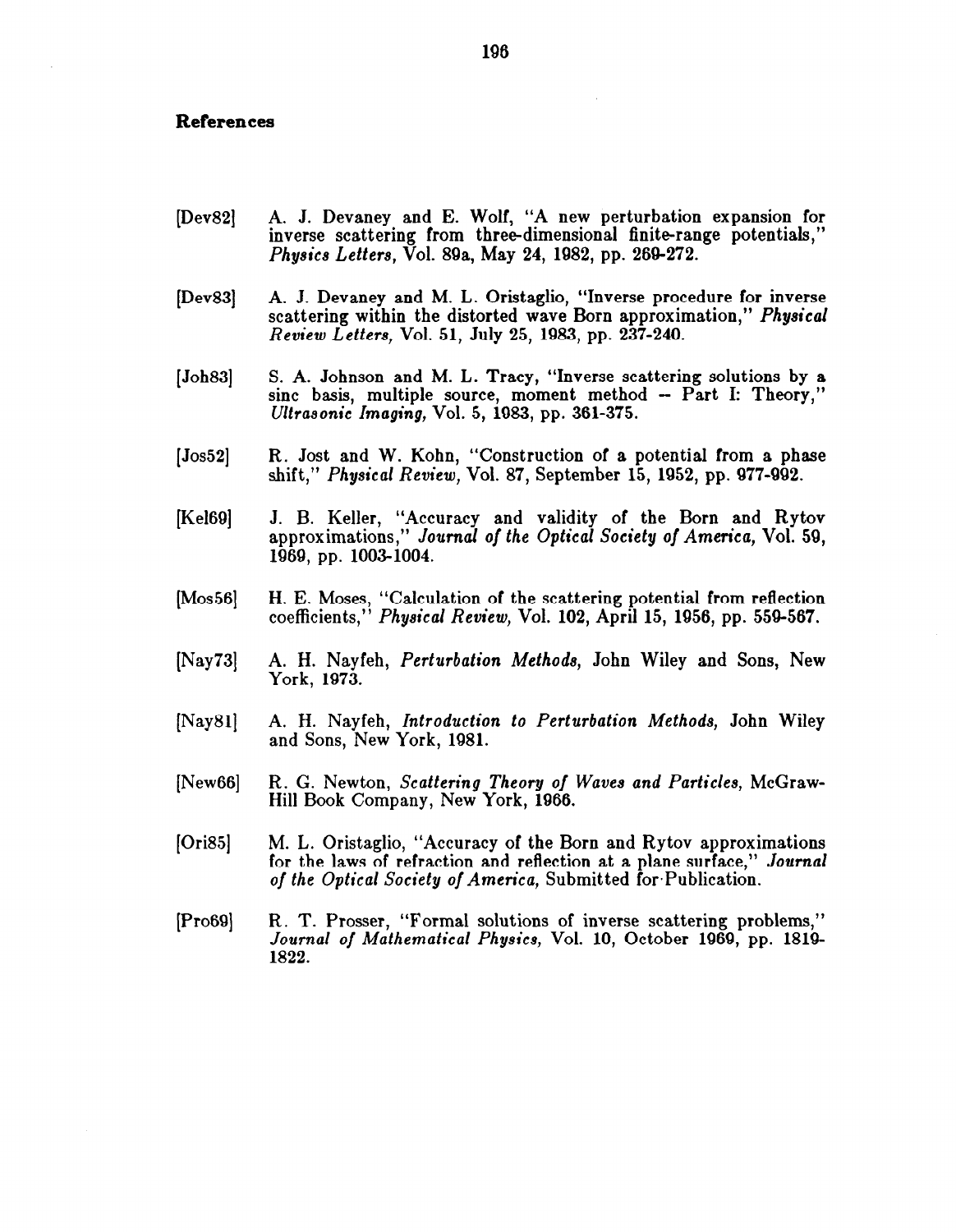### References

[Dev82] A. J. Devaney and E. Wolf, "A new perturbation expansion for inverse scattering from three-dimensional finite-range potentials," *Physics Letters*, Vol. 89a, May 24, 1982, pp. 269-272.

[Dev83] A. J. Devaney and M. L. Oristaglio, "Inverse procedure for inverse scattering within the distorted wave Born approximation," *Physical Review Letters*, Vol. 51, July 25, 1983, pp. 237-240.

[Joh83] S. A. Johnson and M. L. Tracy, "Inverse scattering solutions by a sinc basis, multiple source, moment method -- Part I: Theory," *Ultrasonic Imaging*, Vol. 5, 1983, pp. 361-375.

[Jos52] R. Jost and W. Kohn, "Construction of a potential from a phase shift," *Physical Review*, Vol. 87, September 15, 1952, pp. 977-992.

[Kel69] J. B. Keller, "Accuracy and validity of the Born and Rytov approximations," *Journal of the Optical Society of America*, Vol. 59, 1969, pp. 1003-1004.

[Mos56] H. E. Moses, "Calculation of the scattering potential from reflection coefficients," *Physical Review*, Vol. 102, April 15, 1956, pp. 559-567.

[Nay73] A. H. Nayfeh, *Perturbation Methods*, John Wiley and Sons, New York, 1973.

[Nay81] A. H. Nayfeh, *Introduction to Perturbation Methods*, John Wiley and Sons, New York, 1981.

[New66] R. G. Newton, *Scattering Theory of Waves and Particles*, McGraw-Hill Book Company, New York, 1966.

[Ori85] M. L. Oristaglio, "Accuracy of the Born and Rytov approximations for the laws of refraction and reflection at a plane surface," *Journal of the Optical Society of America*, Submitted for Publication.

[Pro69] R. T. Prosser, "Formal solutions of inverse scattering problems," *Journal of Mathematical Physics*, Vol. 10, October 1969, pp. 1819-1822.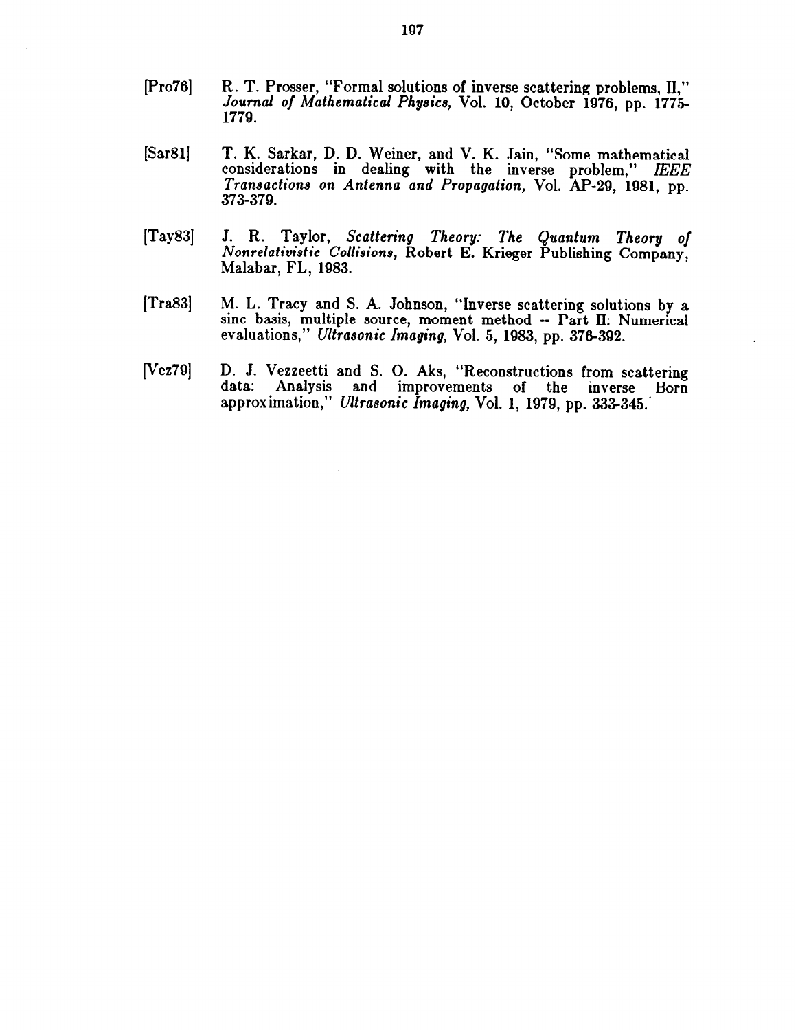[Pro76] R. T. Prosser, "Formal solutions of inverse scattering problems, II," *Journal of Mathematical Physics*, Vol. 10, October 1976, pp. 1775-1779.

[Sar81] T. K. Sarkar, D. D. Weiner, and V. K. Jain, "Some mathematical considerations in dealing with the inverse problem," *IEEE Transactions on Antenna and Propagation*, Vol. AP-29, 1981, pp. 373-379.

[Tay83] J. R. Taylor, *Scattering Theory: The Quantum Theory of Nonrelativistic Collisions*, Robert E. Krieger Publishing Company, Malabar, FL, 1983.

[Tra83] M. L. Tracy and S. A. Johnson, "Inverse scattering solutions by a sinc basis, multiple source, moment method -- Part II: Numerical evaluations," *Ultrasonic Imaging*, Vol. 5, 1983, pp. 376-392.

[Vez79] D. J. Vezzeetti and S. O. Aks, "Reconstructions from scattering data: Analysis and improvements of the inverse Born approximation," *Ultrasonic Imaging*, Vol. 1, 1979, pp. 333-345.